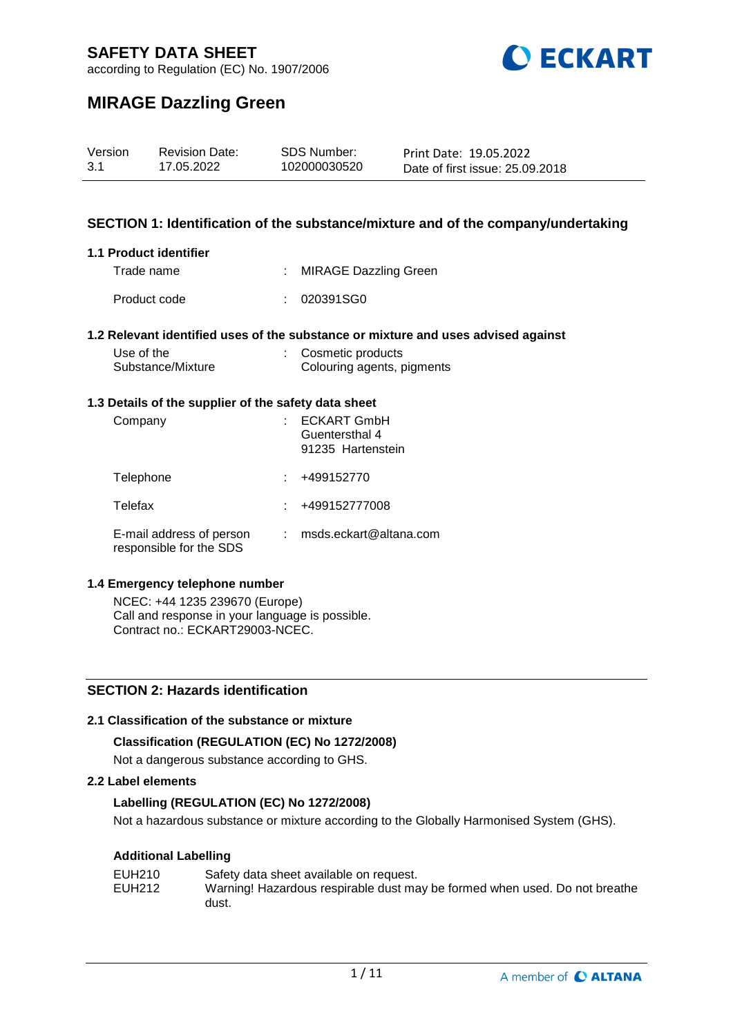# SAFETY DATA SHEET

according to Regulation (EC) No. 1907/2006

# MIRAGE Dazzling Green

| Version | Revision Date: | SDS Number: | Print Date: 19.05.2022 |
| --- | --- | --- | --- |
| 3.1 | 17.05.2022 | 102000030520 | Date of first issue: 25.09.2018 |

## SECTION 1: Identification of the substance/mixture and of the company/undertaking

### 1.1 Product identifier

Trade name : MIRAGE Dazzling Green

Product code : 020391SG0

### 1.2 Relevant identified uses of the substance or mixture and uses advised against

Use of the Substance/Mixture : Cosmetic products
Colouring agents, pigments

### 1.3 Details of the supplier of the safety data sheet

Company : ECKART GmbH
Guentersthal 4
91235 Hartenstein

Telephone : +499152770

Telefax : +499152777008

E-mail address of person responsible for the SDS : msds.eckart@altana.com

### 1.4 Emergency telephone number

NCEC: +44 1235 239670 (Europe)
Call and response in your language is possible.
Contract no.: ECKART29003-NCEC.

## SECTION 2: Hazards identification

### 2.1 Classification of the substance or mixture

**Classification (REGULATION (EC) No 1272/2008)**

Not a dangerous substance according to GHS.

### 2.2 Label elements

**Labelling (REGULATION (EC) No 1272/2008)**

Not a hazardous substance or mixture according to the Globally Harmonised System (GHS).

**Additional Labelling**

EUH210 Safety data sheet available on request.
EUH212 Warning! Hazardous respirable dust may be formed when used. Do not breathe dust.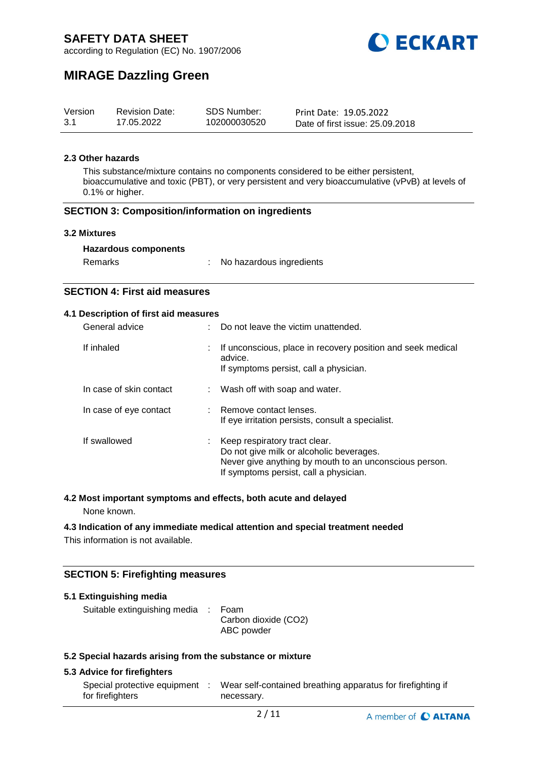### 2.3 Other hazards

This substance/mixture contains no components considered to be either persistent, bioaccumulative and toxic (PBT), or very persistent and very bioaccumulative (vPvB) at levels of 0.1% or higher.

## SECTION 3: Composition/information on ingredients

### 3.2 Mixtures

**Hazardous components**

Remarks : No hazardous ingredients

## SECTION 4: First aid measures

### 4.1 Description of first aid measures

| | |
|---|---|
| General advice | : Do not leave the victim unattended. |
| If inhaled | : If unconscious, place in recovery position and seek medical advice.<br>If symptoms persist, call a physician. |
| In case of skin contact | : Wash off with soap and water. |
| In case of eye contact | : Remove contact lenses.<br>If eye irritation persists, consult a specialist. |
| If swallowed | : Keep respiratory tract clear.<br>Do not give milk or alcoholic beverages.<br>Never give anything by mouth to an unconscious person.<br>If symptoms persist, call a physician. |

### 4.2 Most important symptoms and effects, both acute and delayed

None known.

### 4.3 Indication of any immediate medical attention and special treatment needed

This information is not available.

## SECTION 5: Firefighting measures

### 5.1 Extinguishing media

Suitable extinguishing media : Foam
Carbon dioxide ($CO_2$)
ABC powder

### 5.2 Special hazards arising from the substance or mixture

### 5.3 Advice for firefighters

Special protective equipment for firefighters : Wear self-contained breathing apparatus for firefighting if necessary.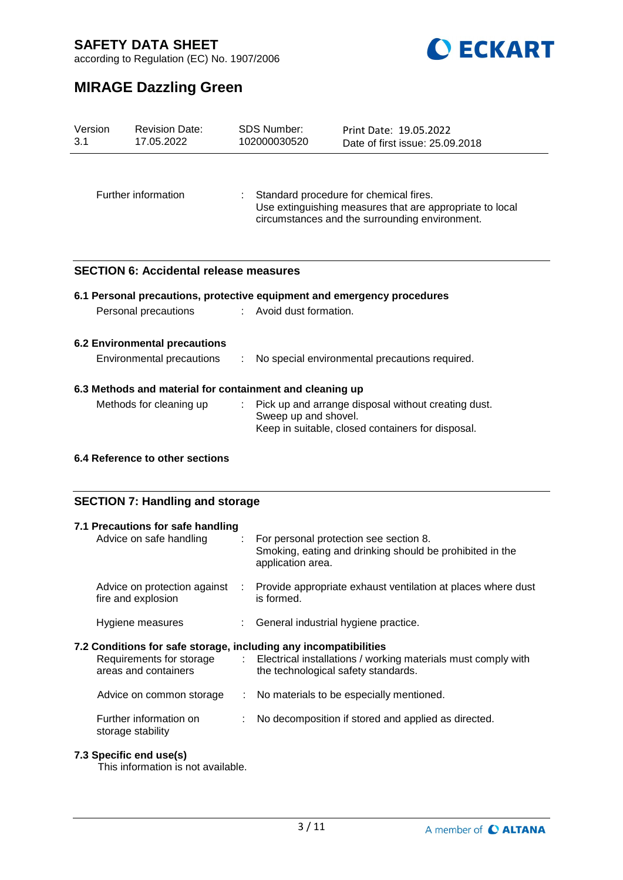| | | |
|---|---|---|
| Further information | : | Standard procedure for chemical fires.<br>Use extinguishing measures that are appropriate to local circumstances and the surrounding environment. |

## SECTION 6: Accidental release measures

### 6.1 Personal precautions, protective equipment and emergency procedures

| | | |
|---|---|---|
| Personal precautions | : | Avoid dust formation. |

### 6.2 Environmental precautions

| | | |
|---|---|---|
| Environmental precautions | : | No special environmental precautions required. |

### 6.3 Methods and material for containment and cleaning up

| | | |
|---|---|---|
| Methods for cleaning up | : | Pick up and arrange disposal without creating dust.<br>Sweep up and shovel.<br>Keep in suitable, closed containers for disposal. |

### 6.4 Reference to other sections

## SECTION 7: Handling and storage

### 7.1 Precautions for safe handling

| | | |
|---|---|---|
| Advice on safe handling | : | For personal protection see section 8.<br>Smoking, eating and drinking should be prohibited in the application area. |
| Advice on protection against fire and explosion | : | Provide appropriate exhaust ventilation at places where dust is formed. |
| Hygiene measures | : | General industrial hygiene practice. |

### 7.2 Conditions for safe storage, including any incompatibilities

| | | |
|---|---|---|
| Requirements for storage areas and containers | : | Electrical installations / working materials must comply with the technological safety standards. |
| Advice on common storage | : | No materials to be especially mentioned. |
| Further information on storage stability | : | No decomposition if stored and applied as directed. |

### 7.3 Specific end use(s)

This information is not available.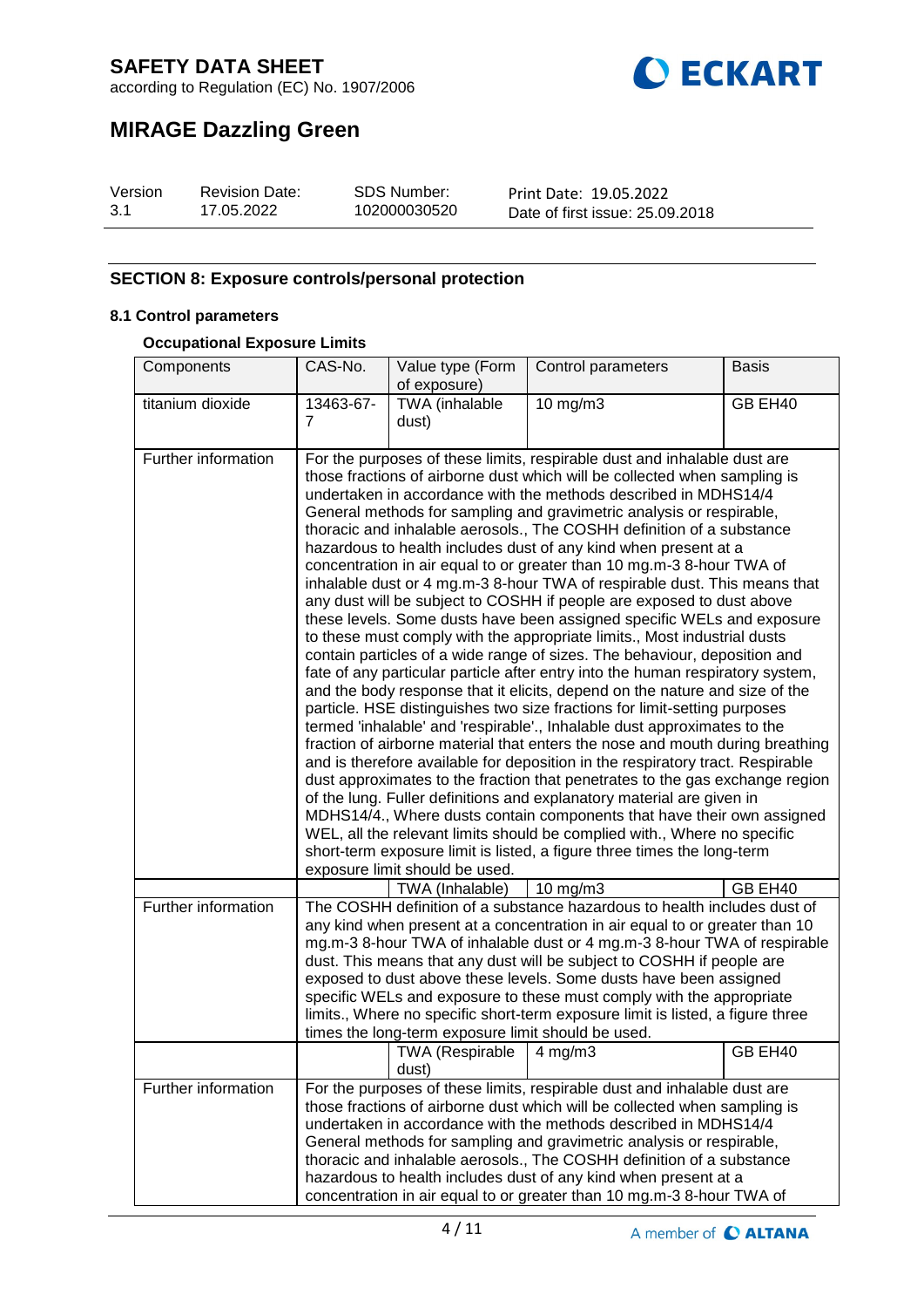## SECTION 8: Exposure controls/personal protection

### 8.1 Control parameters

**Occupational Exposure Limits**

| Components | CAS-No. | Value type (Form of exposure) | Control parameters | Basis |
|---|---|---|---|---|
| titanium dioxide | 13463-67-7 | TWA (inhalable dust) | 10 mg/m3 | GB EH40 |
| Further information | For the purposes of these limits, respirable dust and inhalable dust are those fractions of airborne dust which will be collected when sampling is undertaken in accordance with the methods described in MDHS14/4 General methods for sampling and gravimetric analysis or respirable, thoracic and inhalable aerosols., The COSHH definition of a substance hazardous to health includes dust of any kind when present at a concentration in air equal to or greater than 10 mg.m-3 8-hour TWA of inhalable dust or 4 mg.m-3 8-hour TWA of respirable dust. This means that any dust will be subject to COSHH if people are exposed to dust above these levels. Some dusts have been assigned specific WELs and exposure to these must comply with the appropriate limits., Most industrial dusts contain particles of a wide range of sizes. The behaviour, deposition and fate of any particular particle after entry into the human respiratory system, and the body response that it elicits, depend on the nature and size of the particle. HSE distinguishes two size fractions for limit-setting purposes termed 'inhalable' and 'respirable'., Inhalable dust approximates to the fraction of airborne material that enters the nose and mouth during breathing and is therefore available for deposition in the respiratory tract. Respirable dust approximates to the fraction that penetrates to the gas exchange region of the lung. Fuller definitions and explanatory material are given in MDHS14/4., Where dusts contain components that have their own assigned WEL, all the relevant limits should be complied with., Where no specific short-term exposure limit is listed, a figure three times the long-term exposure limit should be used. | | | |
| | | TWA (Inhalable) | 10 mg/m3 | GB EH40 |
| Further information | The COSHH definition of a substance hazardous to health includes dust of any kind when present at a concentration in air equal to or greater than 10 mg.m-3 8-hour TWA of inhalable dust or 4 mg.m-3 8-hour TWA of respirable dust. This means that any dust will be subject to COSHH if people are exposed to dust above these levels. Some dusts have been assigned specific WELs and exposure to these must comply with the appropriate limits., Where no specific short-term exposure limit is listed, a figure three times the long-term exposure limit should be used. | | | |
| | | TWA (Respirable dust) | 4 mg/m3 | GB EH40 |
| Further information | For the purposes of these limits, respirable dust and inhalable dust are those fractions of airborne dust which will be collected when sampling is undertaken in accordance with the methods described in MDHS14/4 General methods for sampling and gravimetric analysis or respirable, thoracic and inhalable aerosols., The COSHH definition of a substance hazardous to health includes dust of any kind when present at a concentration in air equal to or greater than 10 mg.m-3 8-hour TWA of | | | |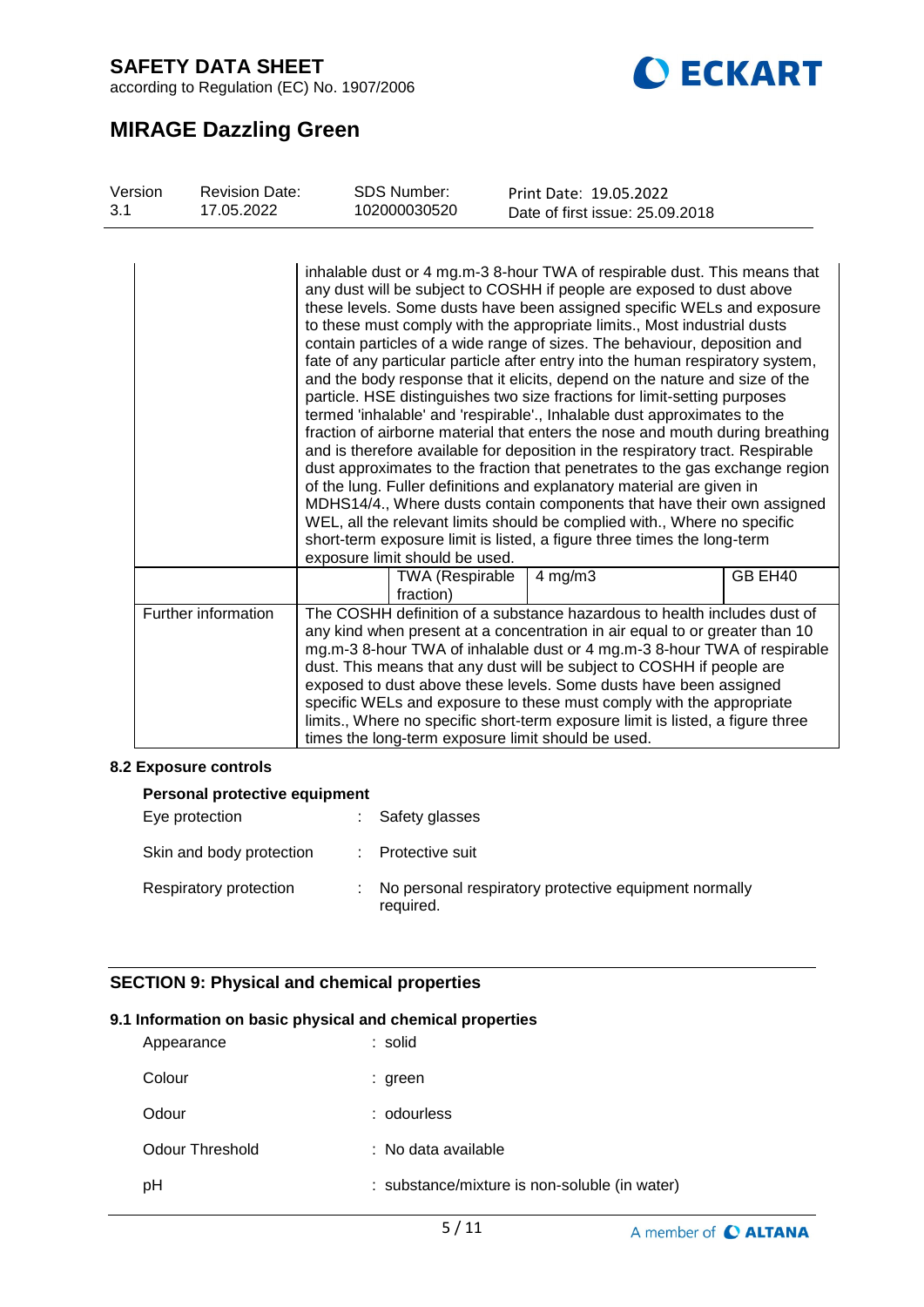| | | | | |
|---|---|---|---|---|
| | inhalable dust or 4 mg.m-3 8-hour TWA of respirable dust. This means that any dust will be subject to COSHH if people are exposed to dust above these levels. Some dusts have been assigned specific WELs and exposure to these must comply with the appropriate limits., Most industrial dusts contain particles of a wide range of sizes. The behaviour, deposition and fate of any particular particle after entry into the human respiratory system, and the body response that it elicits, depend on the nature and size of the particle. HSE distinguishes two size fractions for limit-setting purposes termed 'inhalable' and 'respirable'., Inhalable dust approximates to the fraction of airborne material that enters the nose and mouth during breathing and is therefore available for deposition in the respiratory tract. Respirable dust approximates to the fraction that penetrates to the gas exchange region of the lung. Fuller definitions and explanatory material are given in MDHS14/4., Where dusts contain components that have their own assigned WEL, all the relevant limits should be complied with., Where no specific short-term exposure limit is listed, a figure three times the long-term exposure limit should be used. | | | |
| | | TWA (Respirable fraction) | 4 mg/m3 | GB EH40 |
| Further information | The COSHH definition of a substance hazardous to health includes dust of any kind when present at a concentration in air equal to or greater than 10 mg.m-3 8-hour TWA of inhalable dust or 4 mg.m-3 8-hour TWA of respirable dust. This means that any dust will be subject to COSHH if people are exposed to dust above these levels. Some dusts have been assigned specific WELs and exposure to these must comply with the appropriate limits., Where no specific short-term exposure limit is listed, a figure three times the long-term exposure limit should be used. | | | |

### 8.2 Exposure controls

**Personal protective equipment**

Eye protection : Safety glasses

Skin and body protection : Protective suit

Respiratory protection : No personal respiratory protective equipment normally required.

## SECTION 9: Physical and chemical properties

### 9.1 Information on basic physical and chemical properties

Appearance : solid

Colour : green

Odour : odourless

Odour Threshold : No data available

pH : substance/mixture is non-soluble (in water)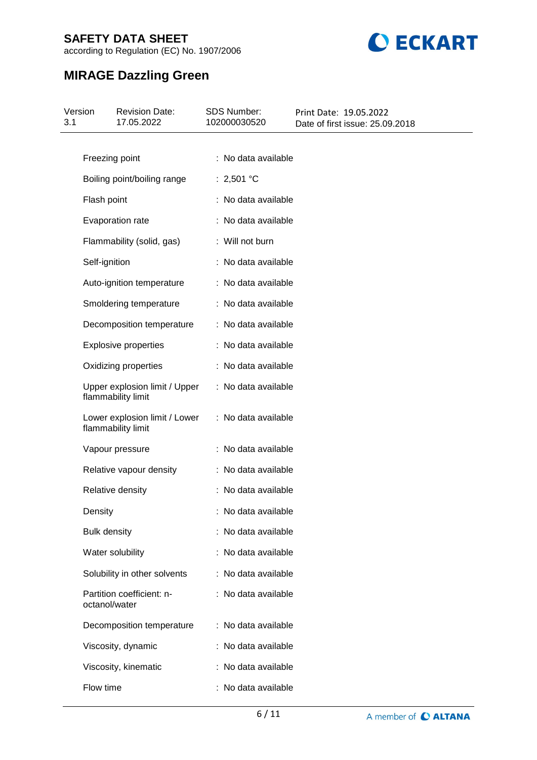| Property | Value |
|---|---|
| Freezing point | : No data available |
| Boiling point/boiling range | : 2,501 °C |
| Flash point | : No data available |
| Evaporation rate | : No data available |
| Flammability (solid, gas) | : Will not burn |
| Self-ignition | : No data available |
| Auto-ignition temperature | : No data available |
| Smoldering temperature | : No data available |
| Decomposition temperature | : No data available |
| Explosive properties | : No data available |
| Oxidizing properties | : No data available |
| Upper explosion limit / Upper flammability limit | : No data available |
| Lower explosion limit / Lower flammability limit | : No data available |
| Vapour pressure | : No data available |
| Relative vapour density | : No data available |
| Relative density | : No data available |
| Density | : No data available |
| Bulk density | : No data available |
| Water solubility | : No data available |
| Solubility in other solvents | : No data available |
| Partition coefficient: n-octanol/water | : No data available |
| Decomposition temperature | : No data available |
| Viscosity, dynamic | : No data available |
| Viscosity, kinematic | : No data available |
| Flow time | : No data available |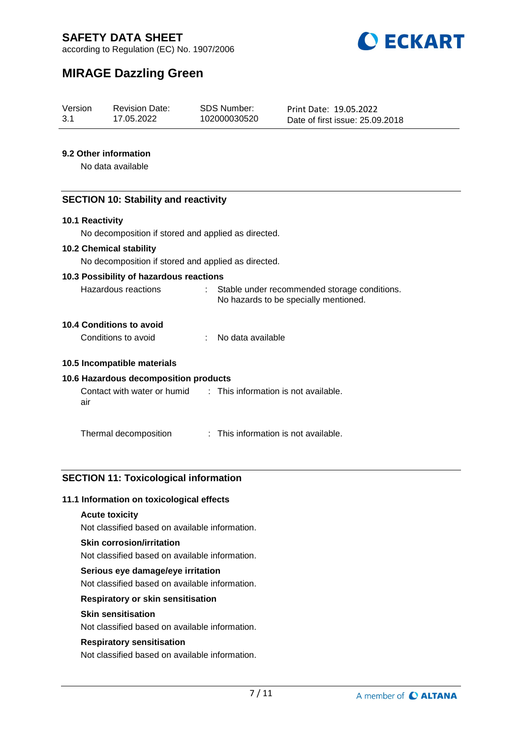### 9.2 Other information

No data available

## SECTION 10: Stability and reactivity

### 10.1 Reactivity

No decomposition if stored and applied as directed.

### 10.2 Chemical stability

No decomposition if stored and applied as directed.

### 10.3 Possibility of hazardous reactions

| | | |
|---|---|---|
| Hazardous reactions | : | Stable under recommended storage conditions. No hazards to be specially mentioned. |

### 10.4 Conditions to avoid

| | | |
|---|---|---|
| Conditions to avoid | : | No data available |

### 10.5 Incompatible materials

### 10.6 Hazardous decomposition products

| | | |
|---|---|---|
| Contact with water or humid air | : | This information is not available. |
| Thermal decomposition | : | This information is not available. |

## SECTION 11: Toxicological information

### 11.1 Information on toxicological effects

**Acute toxicity**

Not classified based on available information.

**Skin corrosion/irritation**

Not classified based on available information.

**Serious eye damage/eye irritation**

Not classified based on available information.

**Respiratory or skin sensitisation**

**Skin sensitisation**

Not classified based on available information.

**Respiratory sensitisation**

Not classified based on available information.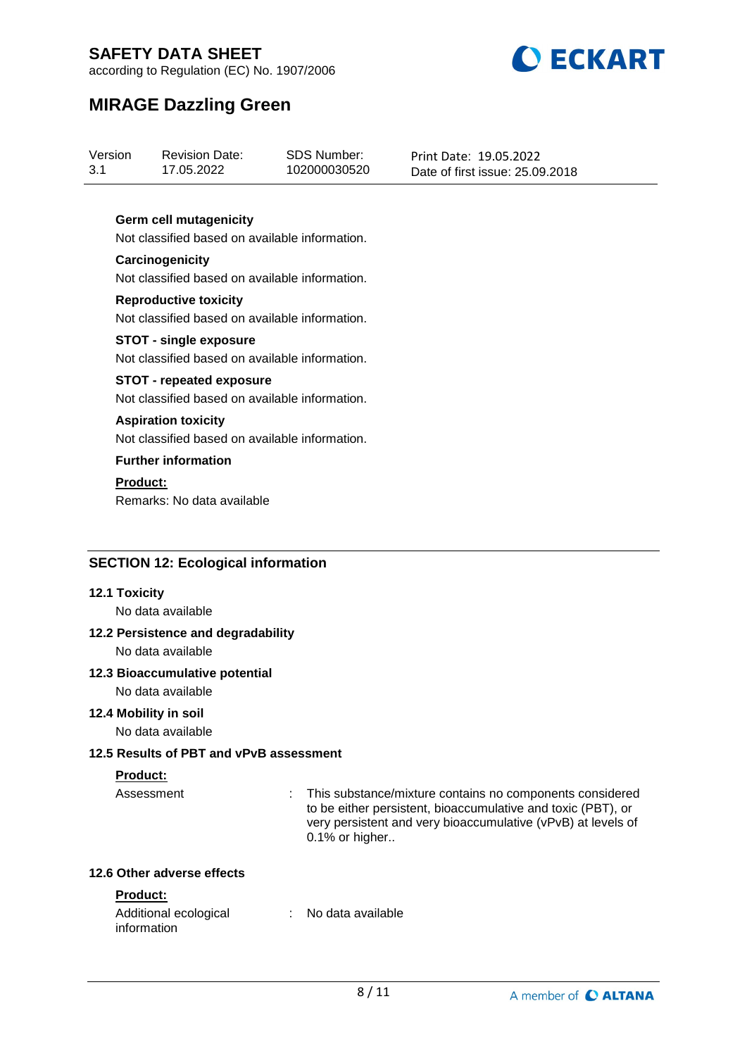**Germ cell mutagenicity**

Not classified based on available information.

**Carcinogenicity**

Not classified based on available information.

**Reproductive toxicity**

Not classified based on available information.

**STOT - single exposure**

Not classified based on available information.

**STOT - repeated exposure**

Not classified based on available information.

**Aspiration toxicity**

Not classified based on available information.

**Further information**

**Product:**

Remarks: No data available

## SECTION 12: Ecological information

**12.1 Toxicity**

No data available

**12.2 Persistence and degradability**

No data available

**12.3 Bioaccumulative potential**

No data available

**12.4 Mobility in soil**

No data available

**12.5 Results of PBT and vPvB assessment**

**Product:**

Assessment : This substance/mixture contains no components considered to be either persistent, bioaccumulative and toxic (PBT), or very persistent and very bioaccumulative (vPvB) at levels of 0.1% or higher..

**12.6 Other adverse effects**

**Product:**

Additional ecological information : No data available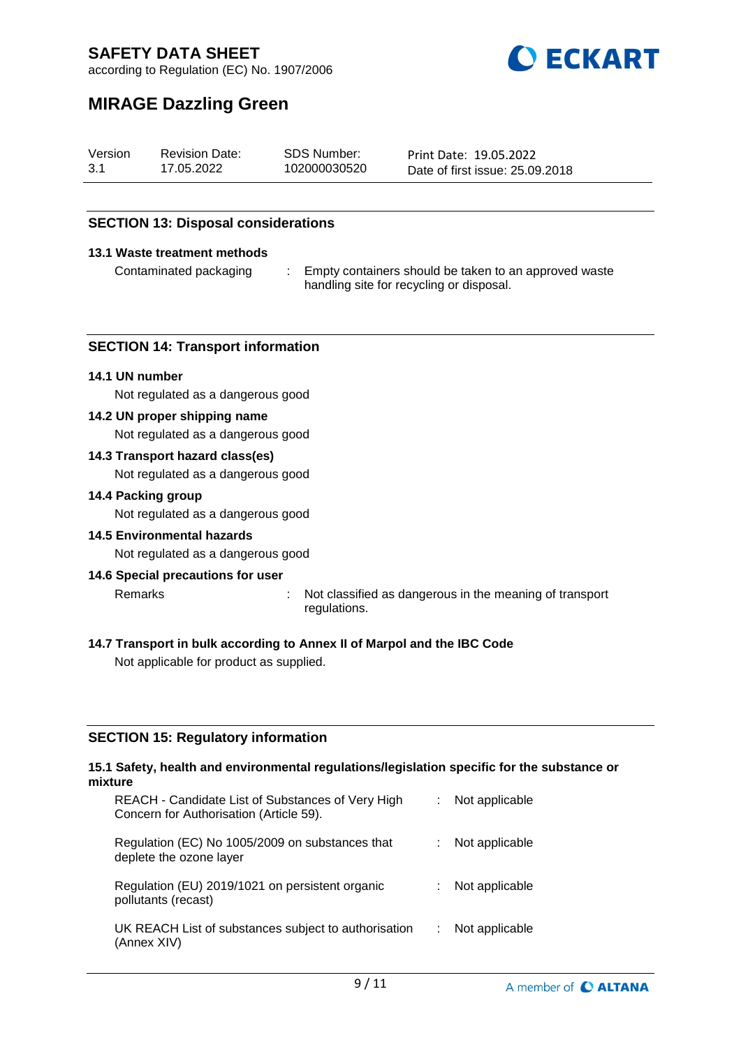## SECTION 13: Disposal considerations

### 13.1 Waste treatment methods

| | | |
|---|---|---|
| Contaminated packaging | : | Empty containers should be taken to an approved waste handling site for recycling or disposal. |

## SECTION 14: Transport information

### 14.1 UN number

Not regulated as a dangerous good

### 14.2 UN proper shipping name

Not regulated as a dangerous good

### 14.3 Transport hazard class(es)

Not regulated as a dangerous good

### 14.4 Packing group

Not regulated as a dangerous good

### 14.5 Environmental hazards

Not regulated as a dangerous good

### 14.6 Special precautions for user

| | | |
|---|---|---|
| Remarks | : | Not classified as dangerous in the meaning of transport regulations. |

### 14.7 Transport in bulk according to Annex II of Marpol and the IBC Code

Not applicable for product as supplied.

## SECTION 15: Regulatory information

### 15.1 Safety, health and environmental regulations/legislation specific for the substance or mixture

| | | |
|---|---|---|
| REACH - Candidate List of Substances of Very High Concern for Authorisation (Article 59). | : | Not applicable |
| Regulation (EC) No 1005/2009 on substances that deplete the ozone layer | : | Not applicable |
| Regulation (EU) 2019/1021 on persistent organic pollutants (recast) | : | Not applicable |
| UK REACH List of substances subject to authorisation (Annex XIV) | : | Not applicable |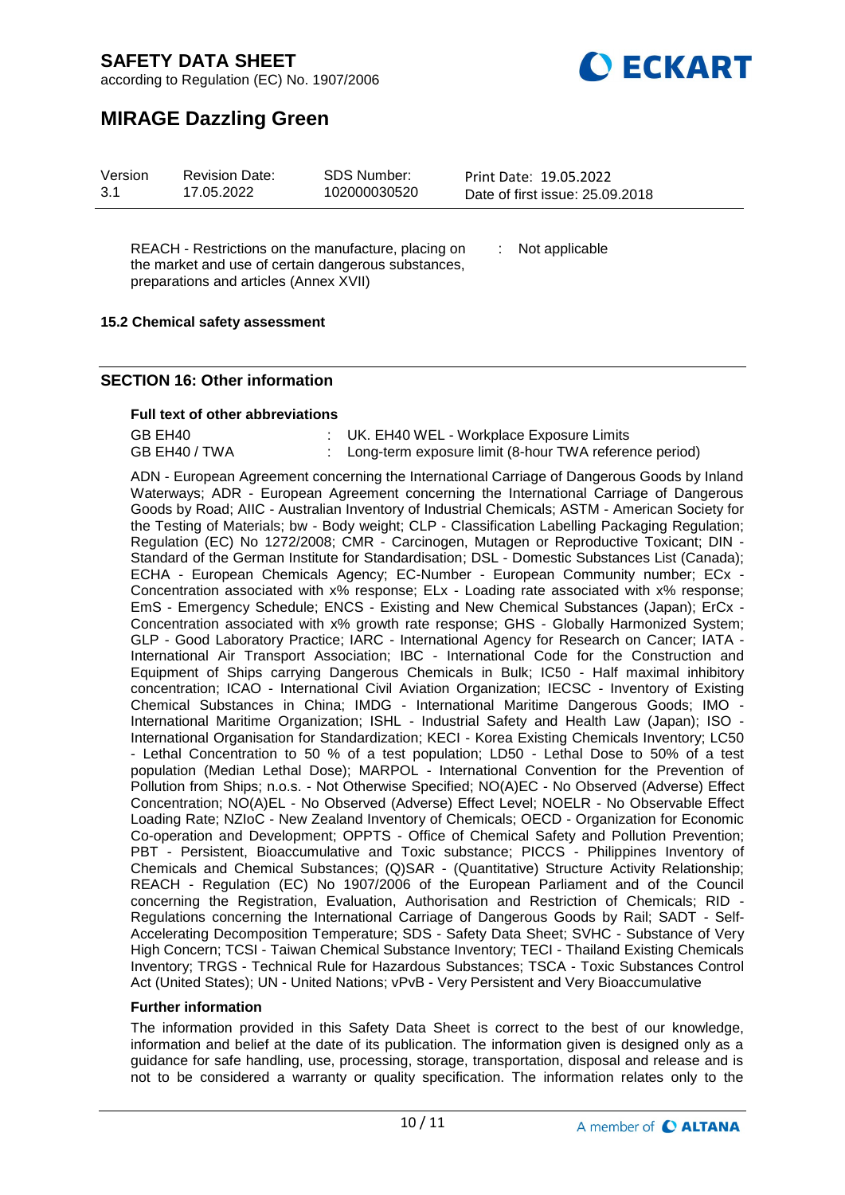| | | |
|---|---|---|
| REACH - Restrictions on the manufacture, placing on the market and use of certain dangerous substances, preparations and articles (Annex XVII) | : | Not applicable |

**15.2 Chemical safety assessment**

## SECTION 16: Other information

**Full text of other abbreviations**

| | | |
|---|---|---|
| GB EH40 | : | UK. EH40 WEL - Workplace Exposure Limits |
| GB EH40 / TWA | : | Long-term exposure limit (8-hour TWA reference period) |

ADN - European Agreement concerning the International Carriage of Dangerous Goods by Inland Waterways; ADR - European Agreement concerning the International Carriage of Dangerous Goods by Road; AIIC - Australian Inventory of Industrial Chemicals; ASTM - American Society for the Testing of Materials; bw - Body weight; CLP - Classification Labelling Packaging Regulation; Regulation (EC) No 1272/2008; CMR - Carcinogen, Mutagen or Reproductive Toxicant; DIN - Standard of the German Institute for Standardisation; DSL - Domestic Substances List (Canada); ECHA - European Chemicals Agency; EC-Number - European Community number; ECx - Concentration associated with x% response; ELx - Loading rate associated with x% response; EmS - Emergency Schedule; ENCS - Existing and New Chemical Substances (Japan); ErCx - Concentration associated with x% growth rate response; GHS - Globally Harmonized System; GLP - Good Laboratory Practice; IARC - International Agency for Research on Cancer; IATA - International Air Transport Association; IBC - International Code for the Construction and Equipment of Ships carrying Dangerous Chemicals in Bulk; IC50 - Half maximal inhibitory concentration; ICAO - International Civil Aviation Organization; IECSC - Inventory of Existing Chemical Substances in China; IMDG - International Maritime Dangerous Goods; IMO - International Maritime Organization; ISHL - Industrial Safety and Health Law (Japan); ISO - International Organisation for Standardization; KECI - Korea Existing Chemicals Inventory; LC50 - Lethal Concentration to 50 % of a test population; LD50 - Lethal Dose to 50% of a test population (Median Lethal Dose); MARPOL - International Convention for the Prevention of Pollution from Ships; n.o.s. - Not Otherwise Specified; NO(A)EC - No Observed (Adverse) Effect Concentration; NO(A)EL - No Observed (Adverse) Effect Level; NOELR - No Observable Effect Loading Rate; NZIoC - New Zealand Inventory of Chemicals; OECD - Organization for Economic Co-operation and Development; OPPTS - Office of Chemical Safety and Pollution Prevention; PBT - Persistent, Bioaccumulative and Toxic substance; PICCS - Philippines Inventory of Chemicals and Chemical Substances; (Q)SAR - (Quantitative) Structure Activity Relationship; REACH - Regulation (EC) No 1907/2006 of the European Parliament and of the Council concerning the Registration, Evaluation, Authorisation and Restriction of Chemicals; RID - Regulations concerning the International Carriage of Dangerous Goods by Rail; SADT - Self-Accelerating Decomposition Temperature; SDS - Safety Data Sheet; SVHC - Substance of Very High Concern; TCSI - Taiwan Chemical Substance Inventory; TECI - Thailand Existing Chemicals Inventory; TRGS - Technical Rule for Hazardous Substances; TSCA - Toxic Substances Control Act (United States); UN - United Nations; vPvB - Very Persistent and Very Bioaccumulative

**Further information**

The information provided in this Safety Data Sheet is correct to the best of our knowledge, information and belief at the date of its publication. The information given is designed only as a guidance for safe handling, use, processing, storage, transportation, disposal and release and is not to be considered a warranty or quality specification. The information relates only to the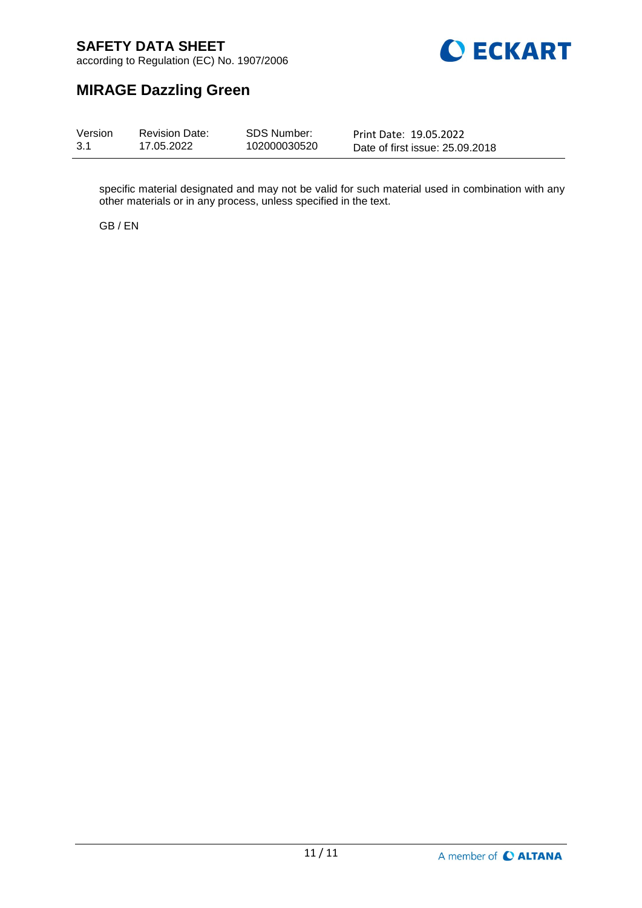specific material designated and may not be valid for such material used in combination with any other materials or in any process, unless specified in the text.

GB / EN